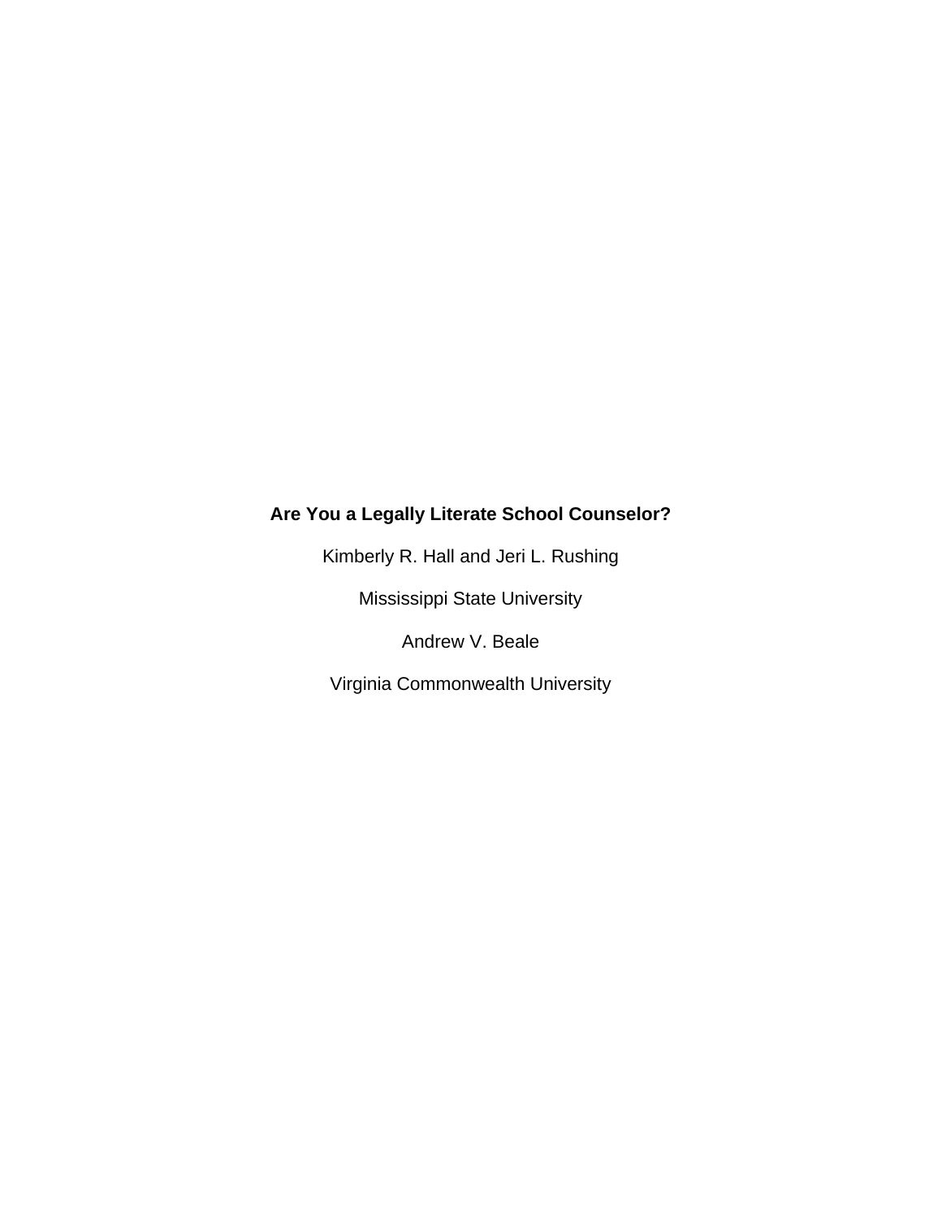# Are You a Legally Literate School Counselor?

Kimberly R. Hall and Jeri L. Rushing

Mississippi State University

Andrew V. Beale

Virginia Commonwealth University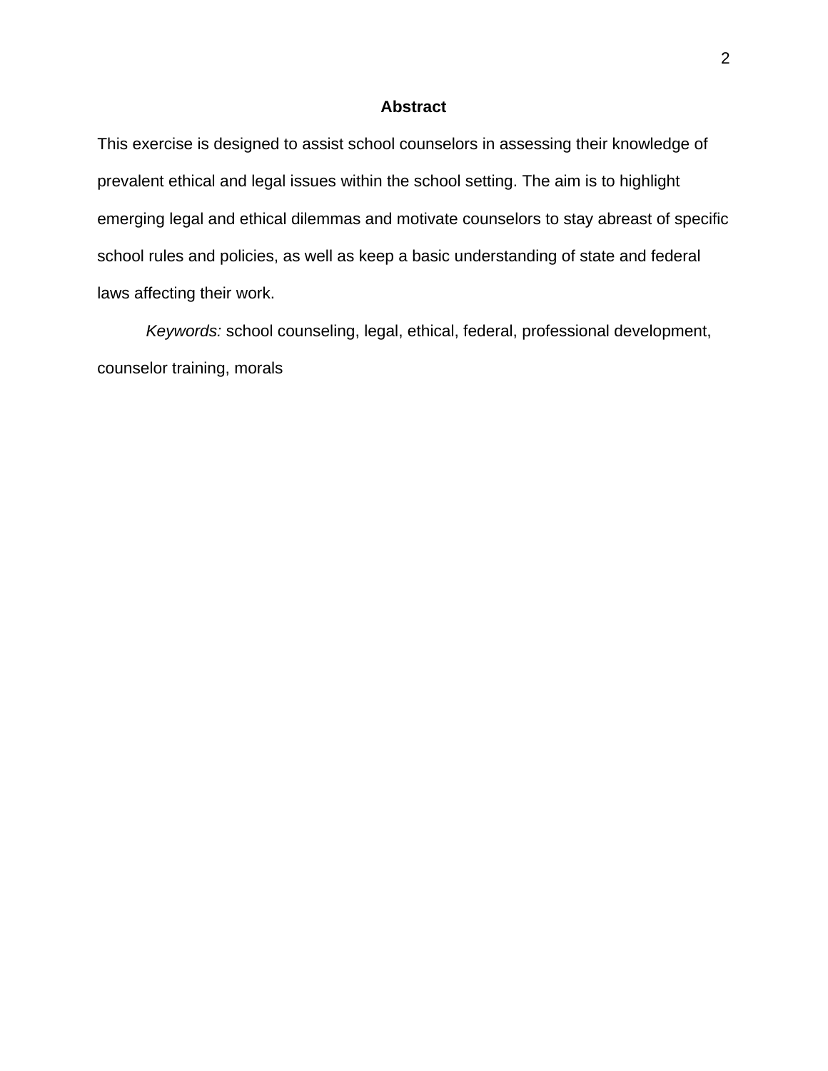# Abstract

This exercise is designed to assist school counselors in assessing their knowledge of prevalent ethical and legal issues within the school setting. The aim is to highlight emerging legal and ethical dilemmas and motivate counselors to stay abreast of specific school rules and policies, as well as keep a basic understanding of state and federal laws affecting their work.

*Keywords:* school counseling, legal, ethical, federal, professional development, counselor training, morals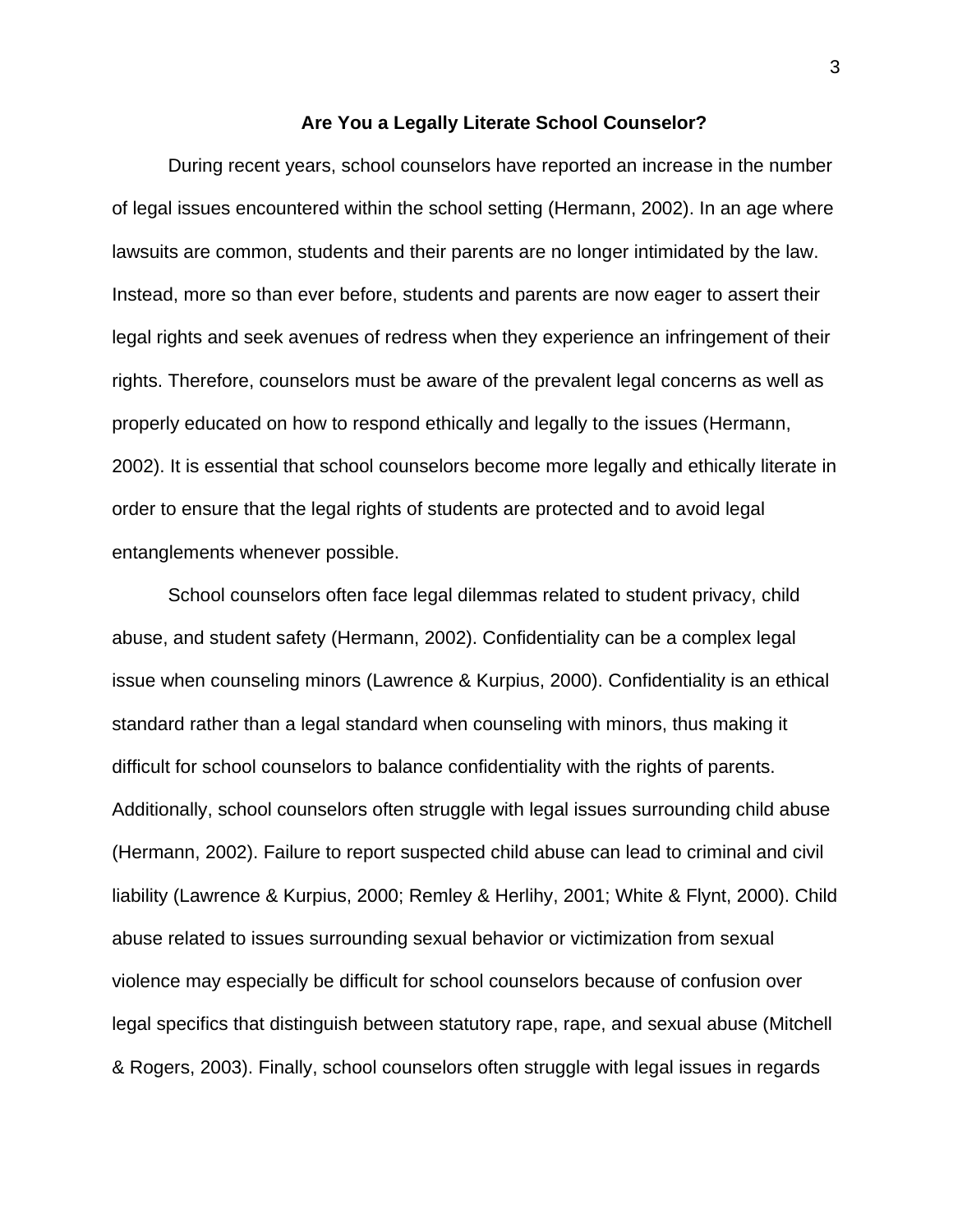# Are You a Legally Literate School Counselor?

During recent years, school counselors have reported an increase in the number of legal issues encountered within the school setting (Hermann, 2002). In an age where lawsuits are common, students and their parents are no longer intimidated by the law. Instead, more so than ever before, students and parents are now eager to assert their legal rights and seek avenues of redress when they experience an infringement of their rights. Therefore, counselors must be aware of the prevalent legal concerns as well as properly educated on how to respond ethically and legally to the issues (Hermann, 2002). It is essential that school counselors become more legally and ethically literate in order to ensure that the legal rights of students are protected and to avoid legal entanglements whenever possible.

School counselors often face legal dilemmas related to student privacy, child abuse, and student safety (Hermann, 2002). Confidentiality can be a complex legal issue when counseling minors (Lawrence & Kurpius, 2000). Confidentiality is an ethical standard rather than a legal standard when counseling with minors, thus making it difficult for school counselors to balance confidentiality with the rights of parents. Additionally, school counselors often struggle with legal issues surrounding child abuse (Hermann, 2002). Failure to report suspected child abuse can lead to criminal and civil liability (Lawrence & Kurpius, 2000; Remley & Herlihy, 2001; White & Flynt, 2000). Child abuse related to issues surrounding sexual behavior or victimization from sexual violence may especially be difficult for school counselors because of confusion over legal specifics that distinguish between statutory rape, rape, and sexual abuse (Mitchell & Rogers, 2003). Finally, school counselors often struggle with legal issues in regards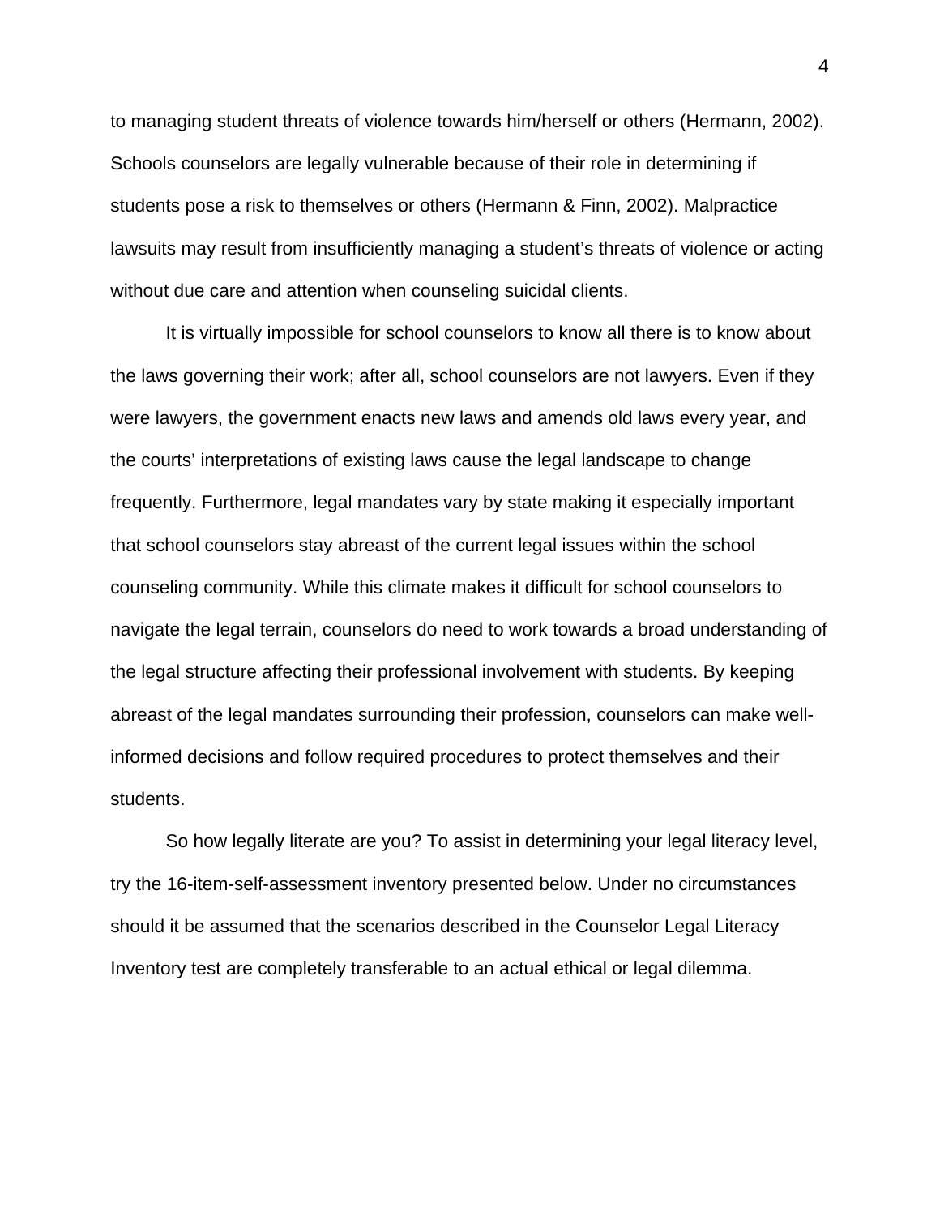to managing student threats of violence towards him/herself or others (Hermann, 2002). Schools counselors are legally vulnerable because of their role in determining if students pose a risk to themselves or others (Hermann & Finn, 2002). Malpractice lawsuits may result from insufficiently managing a student's threats of violence or acting without due care and attention when counseling suicidal clients.

It is virtually impossible for school counselors to know all there is to know about the laws governing their work; after all, school counselors are not lawyers. Even if they were lawyers, the government enacts new laws and amends old laws every year, and the courts' interpretations of existing laws cause the legal landscape to change frequently. Furthermore, legal mandates vary by state making it especially important that school counselors stay abreast of the current legal issues within the school counseling community. While this climate makes it difficult for school counselors to navigate the legal terrain, counselors do need to work towards a broad understanding of the legal structure affecting their professional involvement with students. By keeping abreast of the legal mandates surrounding their profession, counselors can make well-informed decisions and follow required procedures to protect themselves and their students.

So how legally literate are you? To assist in determining your legal literacy level, try the 16-item-self-assessment inventory presented below. Under no circumstances should it be assumed that the scenarios described in the Counselor Legal Literacy Inventory test are completely transferable to an actual ethical or legal dilemma.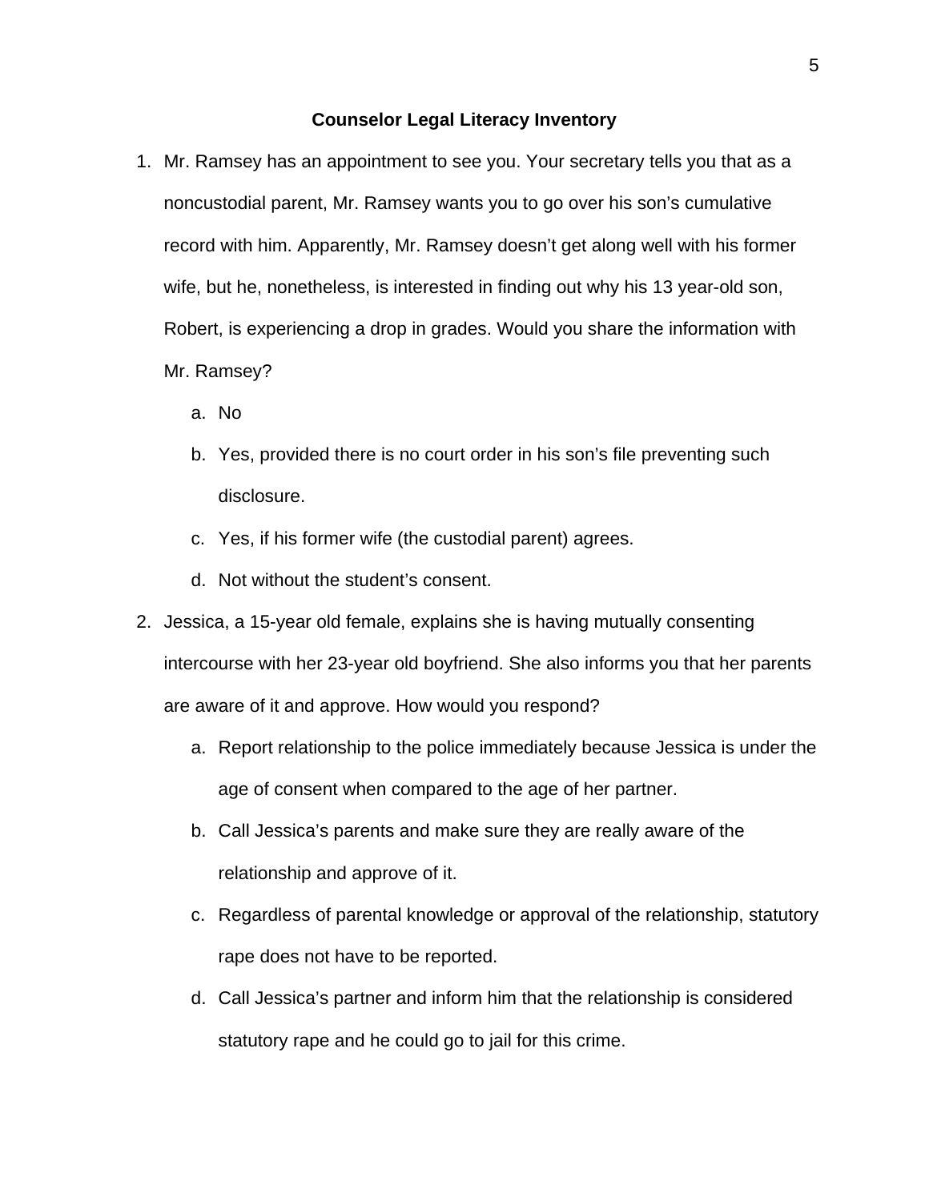**Counselor Legal Literacy Inventory**

1. Mr. Ramsey has an appointment to see you. Your secretary tells you that as a noncustodial parent, Mr. Ramsey wants you to go over his son's cumulative record with him. Apparently, Mr. Ramsey doesn't get along well with his former wife, but he, nonetheless, is interested in finding out why his 13 year-old son, Robert, is experiencing a drop in grades. Would you share the information with Mr. Ramsey?
   a. No
   b. Yes, provided there is no court order in his son's file preventing such disclosure.
   c. Yes, if his former wife (the custodial parent) agrees.
   d. Not without the student's consent.
2. Jessica, a 15-year old female, explains she is having mutually consenting intercourse with her 23-year old boyfriend. She also informs you that her parents are aware of it and approve. How would you respond?
   a. Report relationship to the police immediately because Jessica is under the age of consent when compared to the age of her partner.
   b. Call Jessica's parents and make sure they are really aware of the relationship and approve of it.
   c. Regardless of parental knowledge or approval of the relationship, statutory rape does not have to be reported.
   d. Call Jessica's partner and inform him that the relationship is considered statutory rape and he could go to jail for this crime.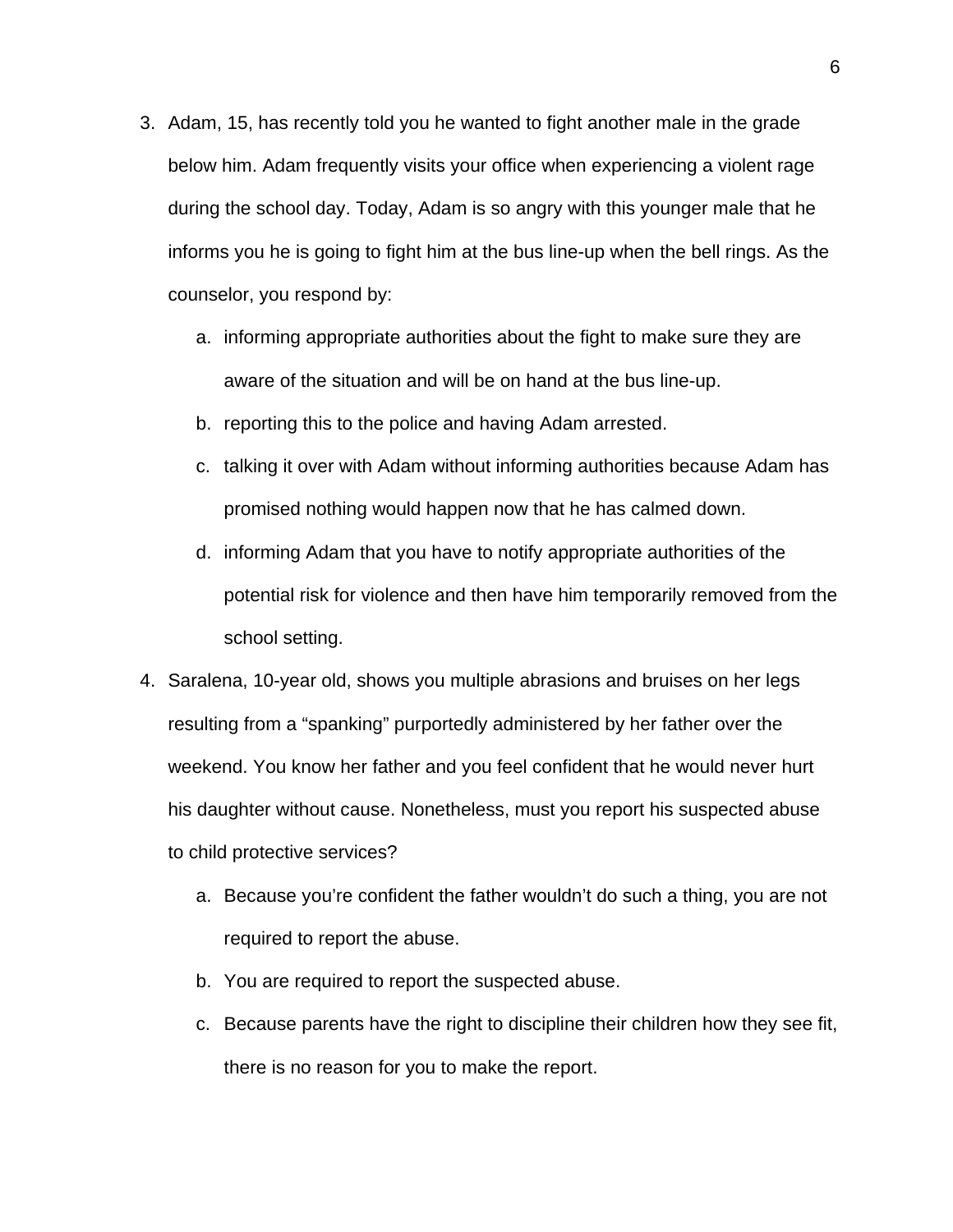3. Adam, 15, has recently told you he wanted to fight another male in the grade below him. Adam frequently visits your office when experiencing a violent rage during the school day. Today, Adam is so angry with this younger male that he informs you he is going to fight him at the bus line-up when the bell rings. As the counselor, you respond by:
    a. informing appropriate authorities about the fight to make sure they are aware of the situation and will be on hand at the bus line-up.
    b. reporting this to the police and having Adam arrested.
    c. talking it over with Adam without informing authorities because Adam has promised nothing would happen now that he has calmed down.
    d. informing Adam that you have to notify appropriate authorities of the potential risk for violence and then have him temporarily removed from the school setting.
4. Saralena, 10-year old, shows you multiple abrasions and bruises on her legs resulting from a "spanking" purportedly administered by her father over the weekend. You know her father and you feel confident that he would never hurt his daughter without cause. Nonetheless, must you report his suspected abuse to child protective services?
    a. Because you're confident the father wouldn't do such a thing, you are not required to report the abuse.
    b. You are required to report the suspected abuse.
    c. Because parents have the right to discipline their children how they see fit, there is no reason for you to make the report.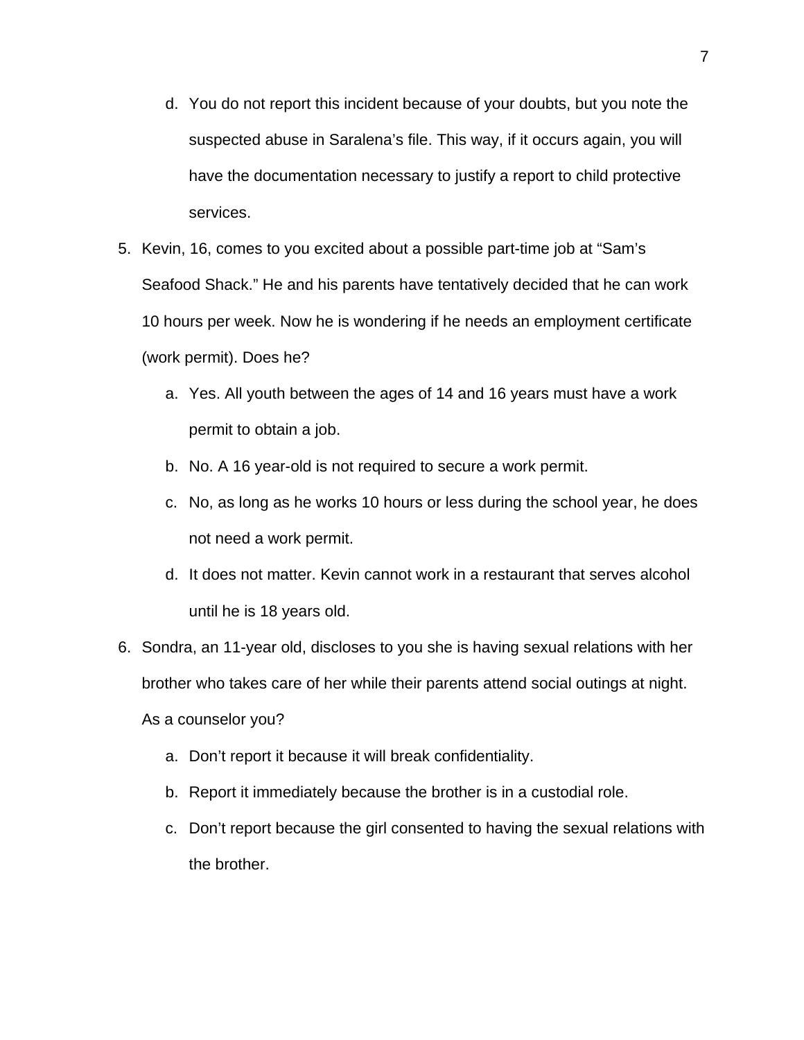d. You do not report this incident because of your doubts, but you note the suspected abuse in Saralena's file. This way, if it occurs again, you will have the documentation necessary to justify a report to child protective services.

5. Kevin, 16, comes to you excited about a possible part-time job at "Sam's Seafood Shack." He and his parents have tentatively decided that he can work 10 hours per week. Now he is wondering if he needs an employment certificate (work permit). Does he?
   a. Yes. All youth between the ages of 14 and 16 years must have a work permit to obtain a job.
   b. No. A 16 year-old is not required to secure a work permit.
   c. No, as long as he works 10 hours or less during the school year, he does not need a work permit.
   d. It does not matter. Kevin cannot work in a restaurant that serves alcohol until he is 18 years old.

6. Sondra, an 11-year old, discloses to you she is having sexual relations with her brother who takes care of her while their parents attend social outings at night. As a counselor you?
   a. Don't report it because it will break confidentiality.
   b. Report it immediately because the brother is in a custodial role.
   c. Don't report because the girl consented to having the sexual relations with the brother.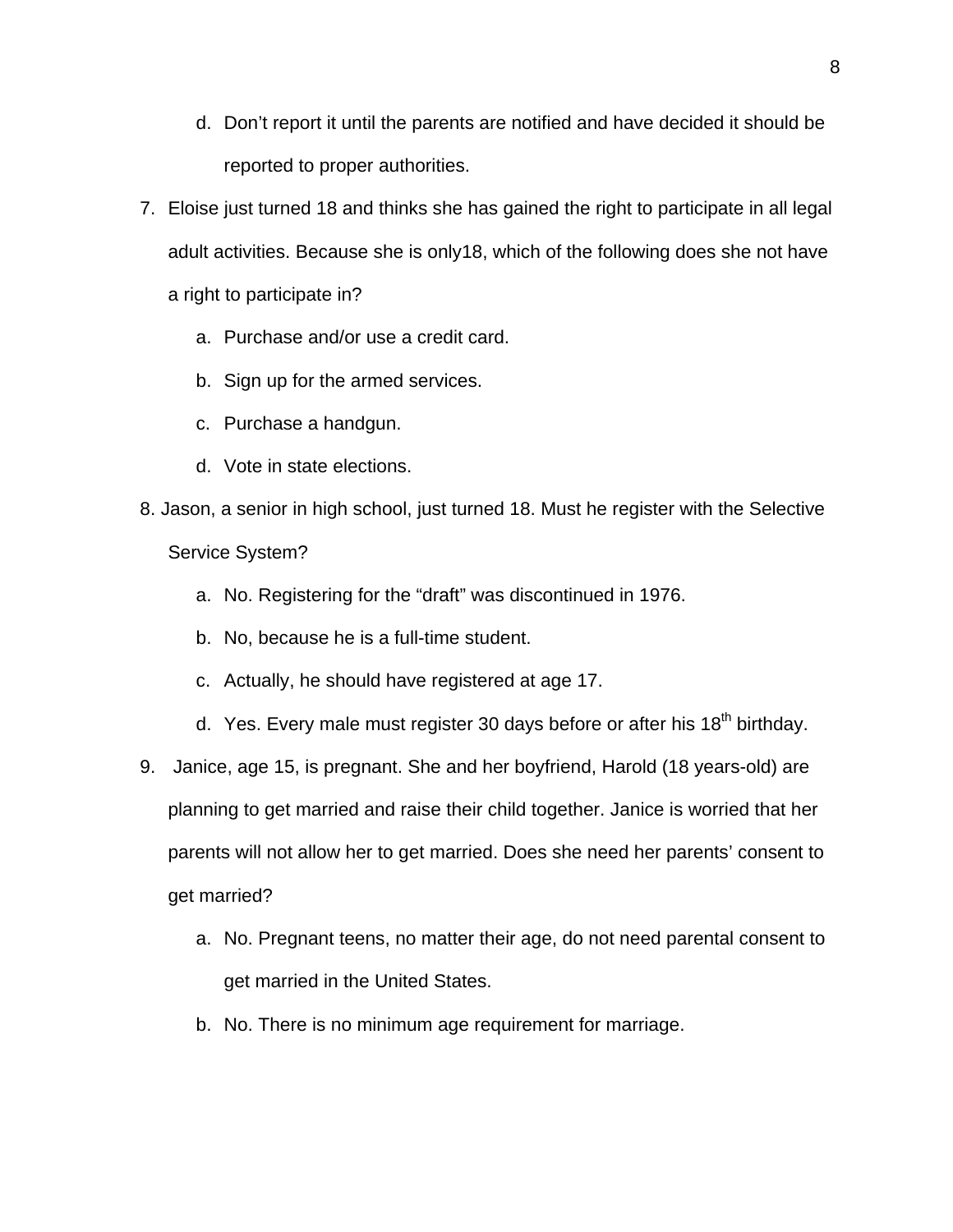d. Don't report it until the parents are notified and have decided it should be reported to proper authorities.

7. Eloise just turned 18 and thinks she has gained the right to participate in all legal adult activities. Because she is only18, which of the following does she not have a right to participate in?
   a. Purchase and/or use a credit card.
   b. Sign up for the armed services.
   c. Purchase a handgun.
   d. Vote in state elections.

8. Jason, a senior in high school, just turned 18. Must he register with the Selective Service System?
   a. No. Registering for the "draft" was discontinued in 1976.
   b. No, because he is a full-time student.
   c. Actually, he should have registered at age 17.
   d. Yes. Every male must register 30 days before or after his 18th birthday.

9. Janice, age 15, is pregnant. She and her boyfriend, Harold (18 years-old) are planning to get married and raise their child together. Janice is worried that her parents will not allow her to get married. Does she need her parents' consent to get married?
   a. No. Pregnant teens, no matter their age, do not need parental consent to get married in the United States.
   b. No. There is no minimum age requirement for marriage.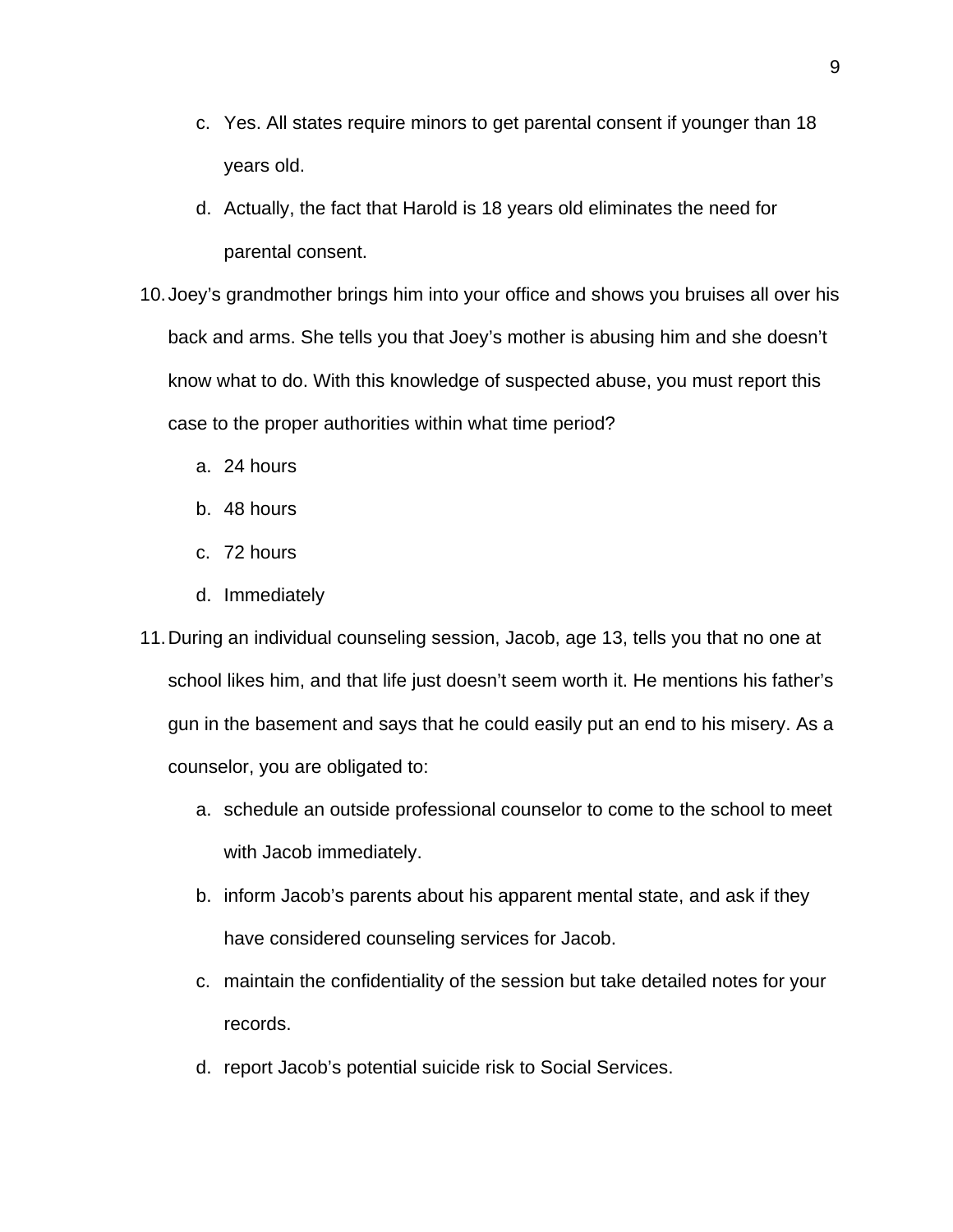c. Yes. All states require minors to get parental consent if younger than 18 years old.
d. Actually, the fact that Harold is 18 years old eliminates the need for parental consent.

10. Joey's grandmother brings him into your office and shows you bruises all over his back and arms. She tells you that Joey's mother is abusing him and she doesn't know what to do. With this knowledge of suspected abuse, you must report this case to the proper authorities within what time period?
    a. 24 hours
    b. 48 hours
    c. 72 hours
    d. Immediately
11. During an individual counseling session, Jacob, age 13, tells you that no one at school likes him, and that life just doesn't seem worth it. He mentions his father's gun in the basement and says that he could easily put an end to his misery. As a counselor, you are obligated to:
    a. schedule an outside professional counselor to come to the school to meet with Jacob immediately.
    b. inform Jacob's parents about his apparent mental state, and ask if they have considered counseling services for Jacob.
    c. maintain the confidentiality of the session but take detailed notes for your records.
    d. report Jacob's potential suicide risk to Social Services.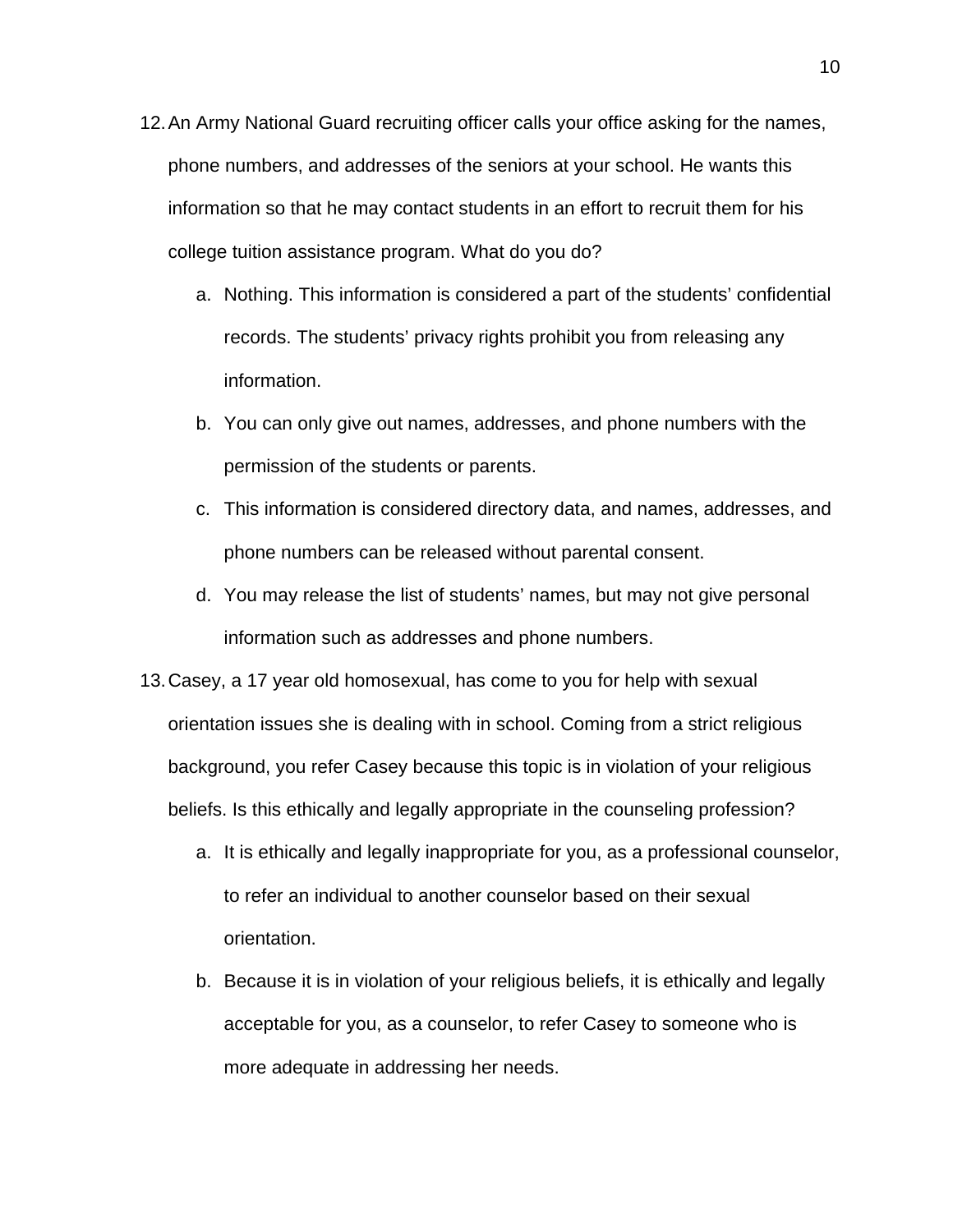12. An Army National Guard recruiting officer calls your office asking for the names, phone numbers, and addresses of the seniors at your school. He wants this information so that he may contact students in an effort to recruit them for his college tuition assistance program. What do you do?
    a. Nothing. This information is considered a part of the students' confidential records. The students' privacy rights prohibit you from releasing any information.
    b. You can only give out names, addresses, and phone numbers with the permission of the students or parents.
    c. This information is considered directory data, and names, addresses, and phone numbers can be released without parental consent.
    d. You may release the list of students' names, but may not give personal information such as addresses and phone numbers.

13. Casey, a 17 year old homosexual, has come to you for help with sexual orientation issues she is dealing with in school. Coming from a strict religious background, you refer Casey because this topic is in violation of your religious beliefs. Is this ethically and legally appropriate in the counseling profession?
    a. It is ethically and legally inappropriate for you, as a professional counselor, to refer an individual to another counselor based on their sexual orientation.
    b. Because it is in violation of your religious beliefs, it is ethically and legally acceptable for you, as a counselor, to refer Casey to someone who is more adequate in addressing her needs.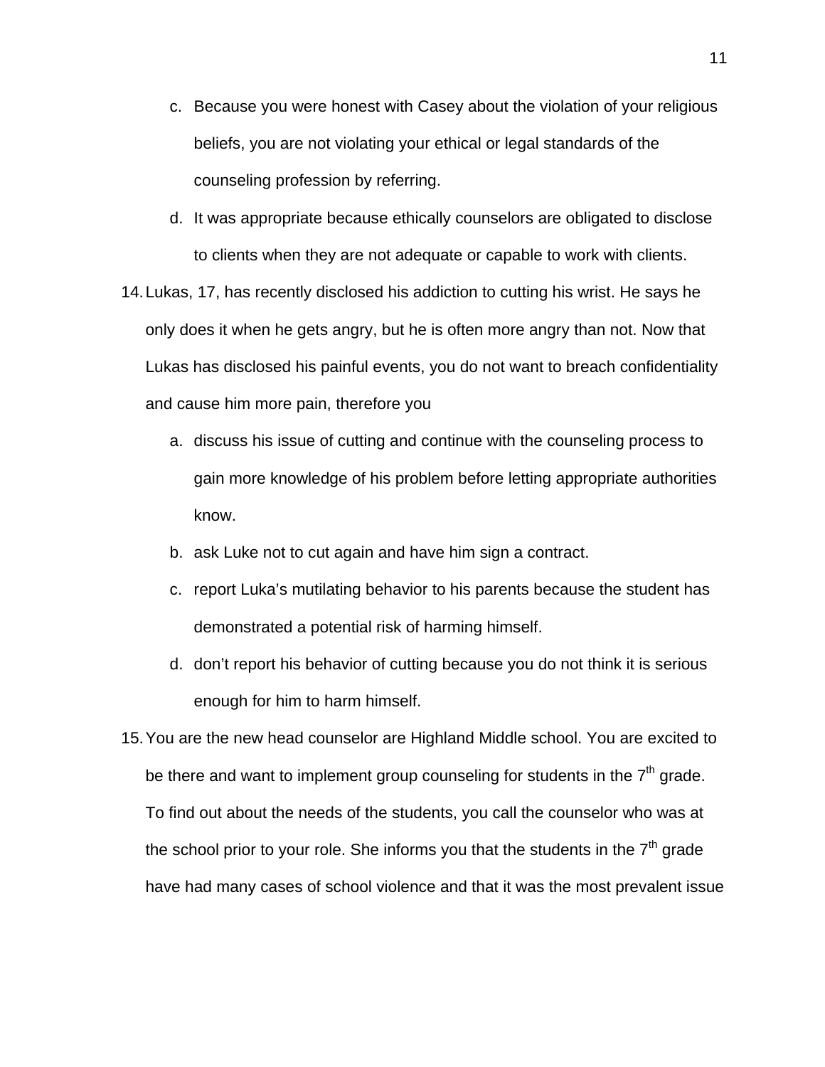c. Because you were honest with Casey about the violation of your religious beliefs, you are not violating your ethical or legal standards of the counseling profession by referring.

d. It was appropriate because ethically counselors are obligated to disclose to clients when they are not adequate or capable to work with clients.

14. Lukas, 17, has recently disclosed his addiction to cutting his wrist. He says he only does it when he gets angry, but he is often more angry than not. Now that Lukas has disclosed his painful events, you do not want to breach confidentiality and cause him more pain, therefore you

    a. discuss his issue of cutting and continue with the counseling process to gain more knowledge of his problem before letting appropriate authorities know.

    b. ask Luke not to cut again and have him sign a contract.

    c. report Luka's mutilating behavior to his parents because the student has demonstrated a potential risk of harming himself.

    d. don't report his behavior of cutting because you do not think it is serious enough for him to harm himself.

15. You are the new head counselor are Highland Middle school. You are excited to be there and want to implement group counseling for students in the 7th grade. To find out about the needs of the students, you call the counselor who was at the school prior to your role. She informs you that the students in the 7th grade have had many cases of school violence and that it was the most prevalent issue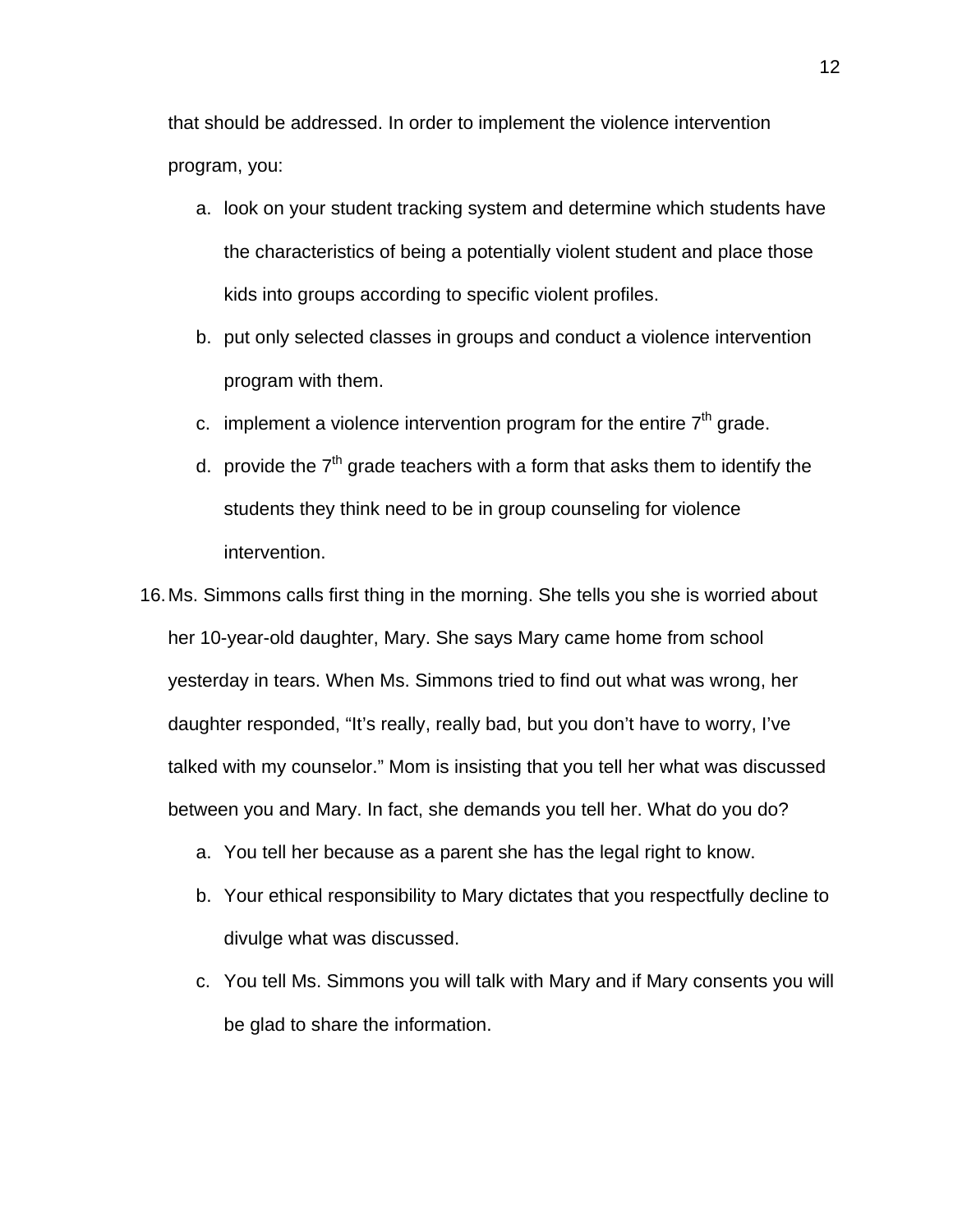that should be addressed. In order to implement the violence intervention program, you:

a. look on your student tracking system and determine which students have the characteristics of being a potentially violent student and place those kids into groups according to specific violent profiles.
b. put only selected classes in groups and conduct a violence intervention program with them.
c. implement a violence intervention program for the entire 7th grade.
d. provide the 7th grade teachers with a form that asks them to identify the students they think need to be in group counseling for violence intervention.

16. Ms. Simmons calls first thing in the morning. She tells you she is worried about her 10-year-old daughter, Mary. She says Mary came home from school yesterday in tears. When Ms. Simmons tried to find out what was wrong, her daughter responded, "It's really, really bad, but you don't have to worry, I've talked with my counselor." Mom is insisting that you tell her what was discussed between you and Mary. In fact, she demands you tell her. What do you do?

    a. You tell her because as a parent she has the legal right to know.
    b. Your ethical responsibility to Mary dictates that you respectfully decline to divulge what was discussed.
    c. You tell Ms. Simmons you will talk with Mary and if Mary consents you will be glad to share the information.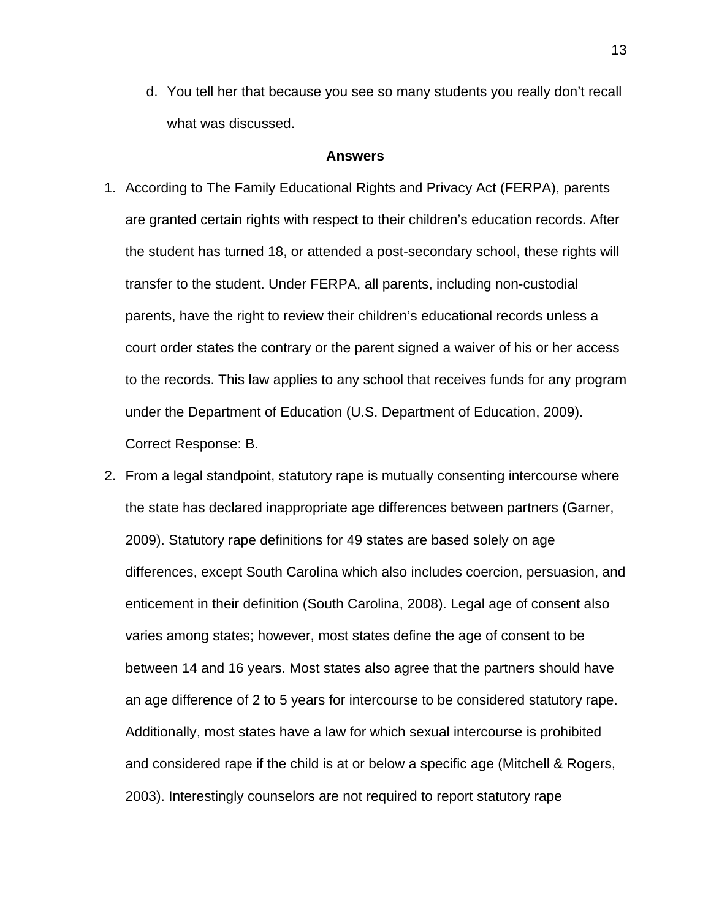d. You tell her that because you see so many students you really don't recall what was discussed.

**Answers**

1. According to The Family Educational Rights and Privacy Act (FERPA), parents are granted certain rights with respect to their children's education records. After the student has turned 18, or attended a post-secondary school, these rights will transfer to the student. Under FERPA, all parents, including non-custodial parents, have the right to review their children's educational records unless a court order states the contrary or the parent signed a waiver of his or her access to the records. This law applies to any school that receives funds for any program under the Department of Education (U.S. Department of Education, 2009). Correct Response: B.
2. From a legal standpoint, statutory rape is mutually consenting intercourse where the state has declared inappropriate age differences between partners (Garner, 2009). Statutory rape definitions for 49 states are based solely on age differences, except South Carolina which also includes coercion, persuasion, and enticement in their definition (South Carolina, 2008). Legal age of consent also varies among states; however, most states define the age of consent to be between 14 and 16 years. Most states also agree that the partners should have an age difference of 2 to 5 years for intercourse to be considered statutory rape. Additionally, most states have a law for which sexual intercourse is prohibited and considered rape if the child is at or below a specific age (Mitchell & Rogers, 2003). Interestingly counselors are not required to report statutory rape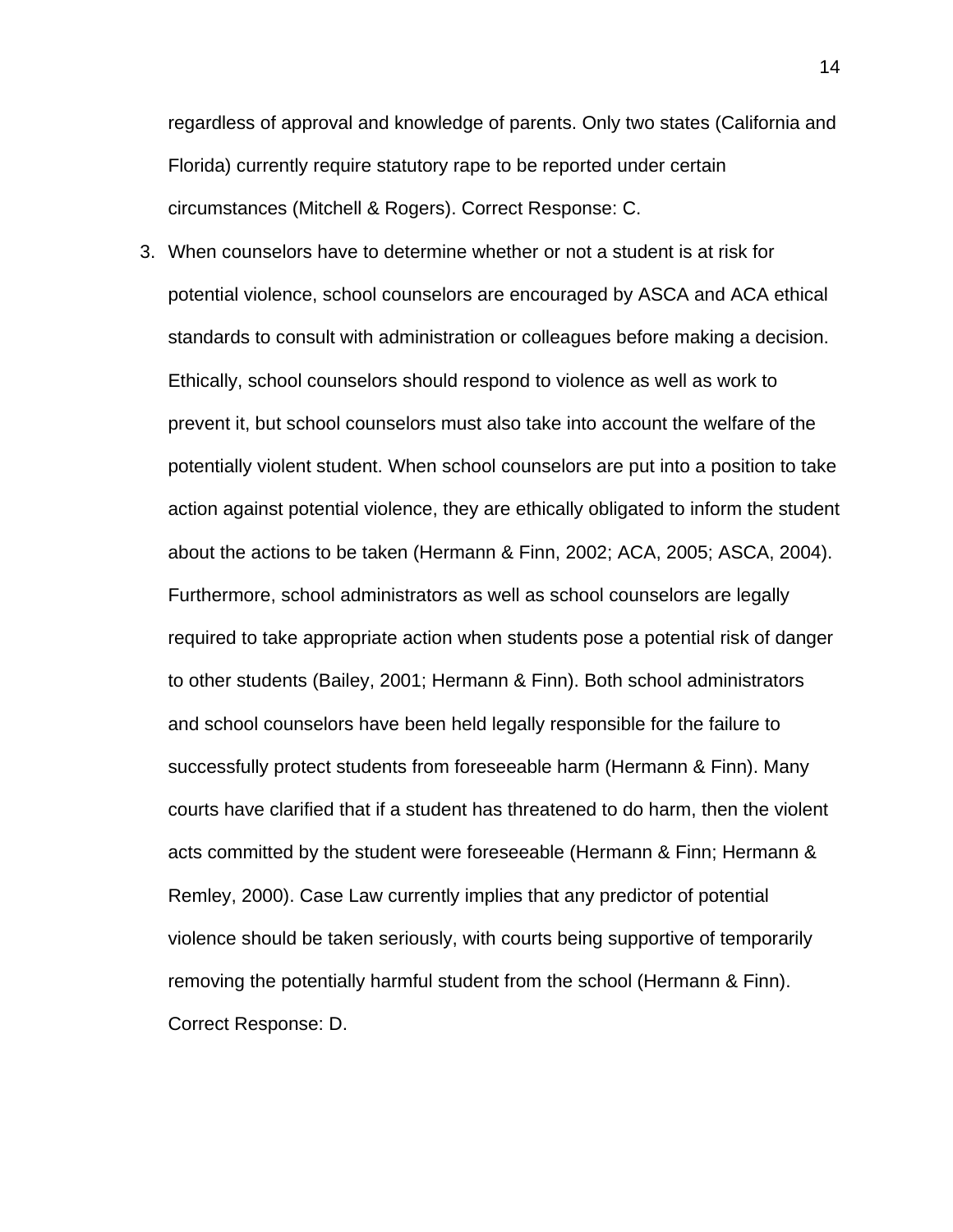regardless of approval and knowledge of parents. Only two states (California and Florida) currently require statutory rape to be reported under certain circumstances (Mitchell & Rogers). Correct Response: C.

3. When counselors have to determine whether or not a student is at risk for potential violence, school counselors are encouraged by ASCA and ACA ethical standards to consult with administration or colleagues before making a decision. Ethically, school counselors should respond to violence as well as work to prevent it, but school counselors must also take into account the welfare of the potentially violent student. When school counselors are put into a position to take action against potential violence, they are ethically obligated to inform the student about the actions to be taken (Hermann & Finn, 2002; ACA, 2005; ASCA, 2004). Furthermore, school administrators as well as school counselors are legally required to take appropriate action when students pose a potential risk of danger to other students (Bailey, 2001; Hermann & Finn). Both school administrators and school counselors have been held legally responsible for the failure to successfully protect students from foreseeable harm (Hermann & Finn). Many courts have clarified that if a student has threatened to do harm, then the violent acts committed by the student were foreseeable (Hermann & Finn; Hermann & Remley, 2000). Case Law currently implies that any predictor of potential violence should be taken seriously, with courts being supportive of temporarily removing the potentially harmful student from the school (Hermann & Finn). Correct Response: D.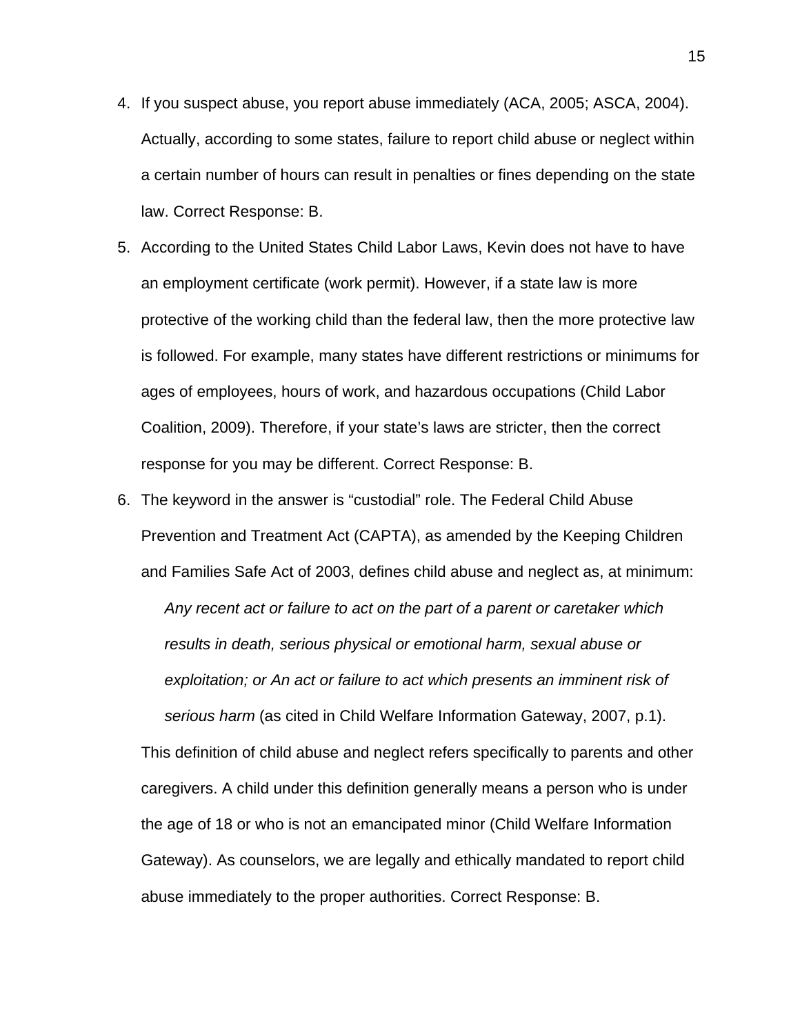4. If you suspect abuse, you report abuse immediately (ACA, 2005; ASCA, 2004). Actually, according to some states, failure to report child abuse or neglect within a certain number of hours can result in penalties or fines depending on the state law. Correct Response: B.

5. According to the United States Child Labor Laws, Kevin does not have to have an employment certificate (work permit). However, if a state law is more protective of the working child than the federal law, then the more protective law is followed. For example, many states have different restrictions or minimums for ages of employees, hours of work, and hazardous occupations (Child Labor Coalition, 2009). Therefore, if your state's laws are stricter, then the correct response for you may be different. Correct Response: B.

6. The keyword in the answer is "custodial" role. The Federal Child Abuse Prevention and Treatment Act (CAPTA), as amended by the Keeping Children and Families Safe Act of 2003, defines child abuse and neglect as, at minimum:

   > *Any recent act or failure to act on the part of a parent or caretaker which results in death, serious physical or emotional harm, sexual abuse or exploitation; or An act or failure to act which presents an imminent risk of serious harm* (as cited in Child Welfare Information Gateway, 2007, p.1).

   This definition of child abuse and neglect refers specifically to parents and other caregivers. A child under this definition generally means a person who is under the age of 18 or who is not an emancipated minor (Child Welfare Information Gateway). As counselors, we are legally and ethically mandated to report child abuse immediately to the proper authorities. Correct Response: B.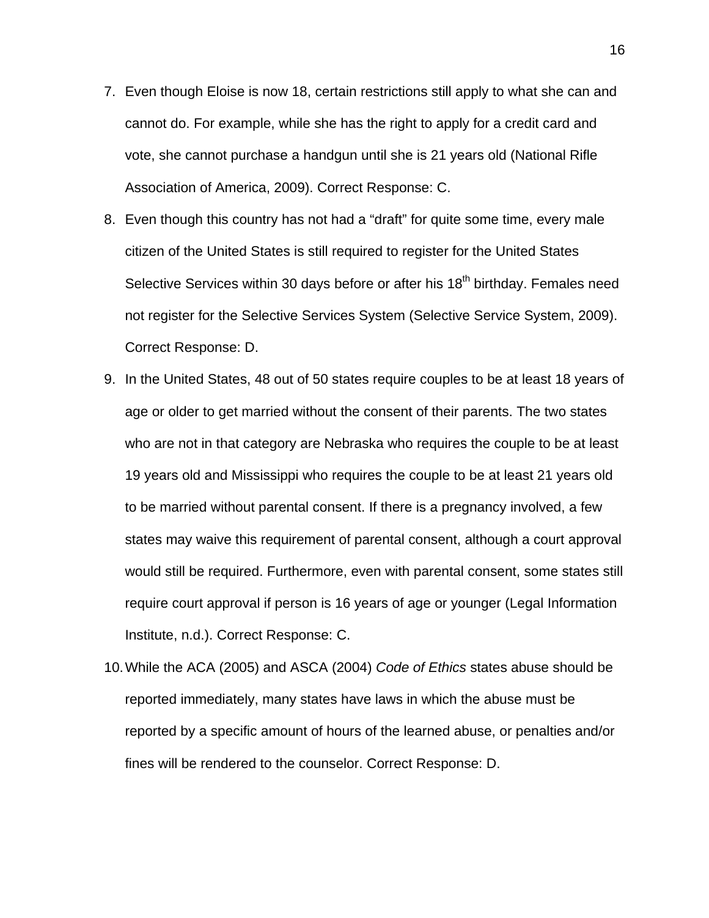7. Even though Eloise is now 18, certain restrictions still apply to what she can and cannot do. For example, while she has the right to apply for a credit card and vote, she cannot purchase a handgun until she is 21 years old (National Rifle Association of America, 2009). Correct Response: C.
8. Even though this country has not had a "draft" for quite some time, every male citizen of the United States is still required to register for the United States Selective Services within 30 days before or after his 18th birthday. Females need not register for the Selective Services System (Selective Service System, 2009). Correct Response: D.
9. In the United States, 48 out of 50 states require couples to be at least 18 years of age or older to get married without the consent of their parents. The two states who are not in that category are Nebraska who requires the couple to be at least 19 years old and Mississippi who requires the couple to be at least 21 years old to be married without parental consent. If there is a pregnancy involved, a few states may waive this requirement of parental consent, although a court approval would still be required. Furthermore, even with parental consent, some states still require court approval if person is 16 years of age or younger (Legal Information Institute, n.d.). Correct Response: C.
10. While the ACA (2005) and ASCA (2004) *Code of Ethics* states abuse should be reported immediately, many states have laws in which the abuse must be reported by a specific amount of hours of the learned abuse, or penalties and/or fines will be rendered to the counselor. Correct Response: D.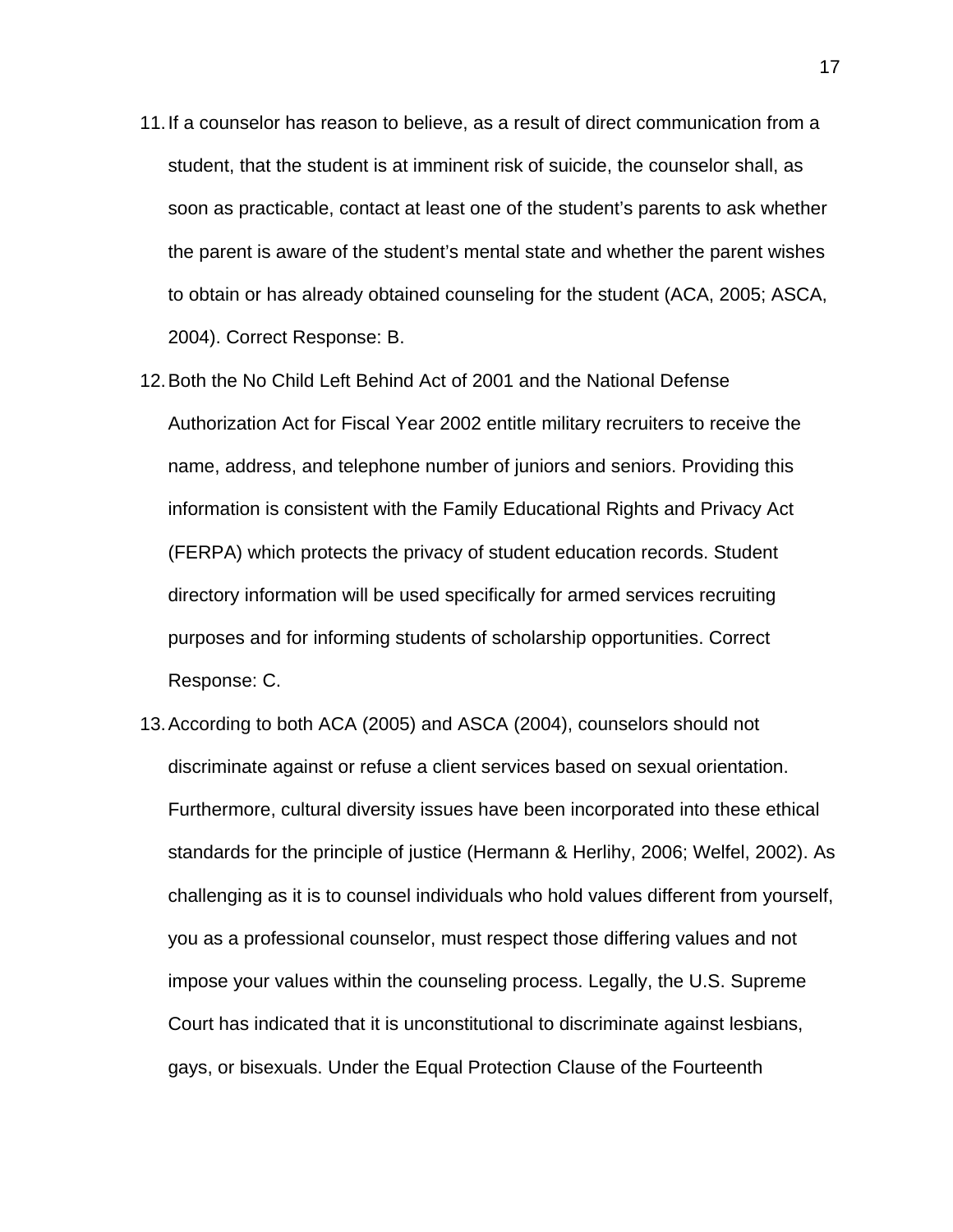11. If a counselor has reason to believe, as a result of direct communication from a student, that the student is at imminent risk of suicide, the counselor shall, as soon as practicable, contact at least one of the student's parents to ask whether the parent is aware of the student's mental state and whether the parent wishes to obtain or has already obtained counseling for the student (ACA, 2005; ASCA, 2004). Correct Response: B.
12. Both the No Child Left Behind Act of 2001 and the National Defense Authorization Act for Fiscal Year 2002 entitle military recruiters to receive the name, address, and telephone number of juniors and seniors. Providing this information is consistent with the Family Educational Rights and Privacy Act (FERPA) which protects the privacy of student education records. Student directory information will be used specifically for armed services recruiting purposes and for informing students of scholarship opportunities. Correct Response: C.
13. According to both ACA (2005) and ASCA (2004), counselors should not discriminate against or refuse a client services based on sexual orientation. Furthermore, cultural diversity issues have been incorporated into these ethical standards for the principle of justice (Hermann & Herlihy, 2006; Welfel, 2002). As challenging as it is to counsel individuals who hold values different from yourself, you as a professional counselor, must respect those differing values and not impose your values within the counseling process. Legally, the U.S. Supreme Court has indicated that it is unconstitutional to discriminate against lesbians, gays, or bisexuals. Under the Equal Protection Clause of the Fourteenth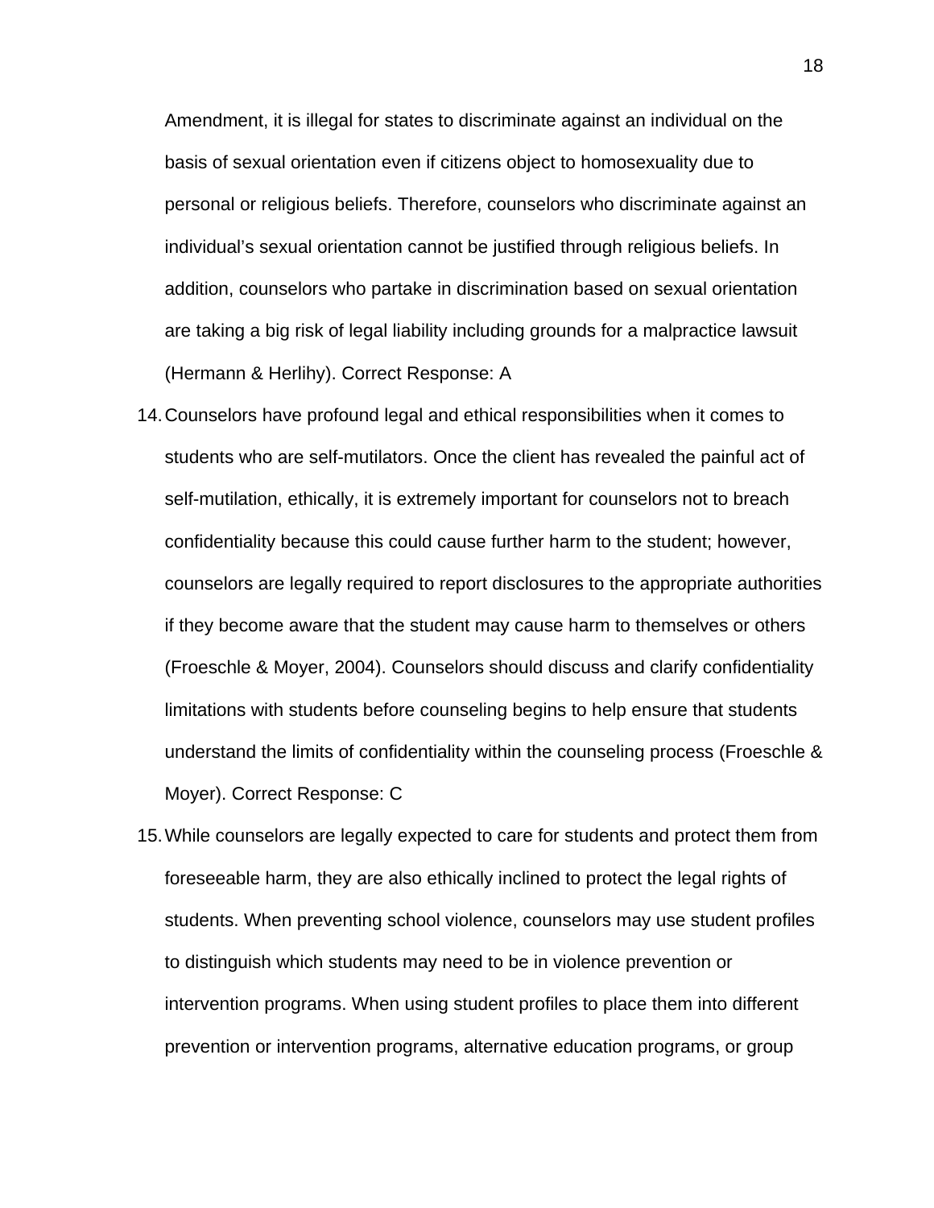Amendment, it is illegal for states to discriminate against an individual on the basis of sexual orientation even if citizens object to homosexuality due to personal or religious beliefs. Therefore, counselors who discriminate against an individual's sexual orientation cannot be justified through religious beliefs. In addition, counselors who partake in discrimination based on sexual orientation are taking a big risk of legal liability including grounds for a malpractice lawsuit (Hermann & Herlihy). Correct Response: A

14. Counselors have profound legal and ethical responsibilities when it comes to students who are self-mutilators. Once the client has revealed the painful act of self-mutilation, ethically, it is extremely important for counselors not to breach confidentiality because this could cause further harm to the student; however, counselors are legally required to report disclosures to the appropriate authorities if they become aware that the student may cause harm to themselves or others (Froeschle & Moyer, 2004). Counselors should discuss and clarify confidentiality limitations with students before counseling begins to help ensure that students understand the limits of confidentiality within the counseling process (Froeschle & Moyer). Correct Response: C

15. While counselors are legally expected to care for students and protect them from foreseeable harm, they are also ethically inclined to protect the legal rights of students. When preventing school violence, counselors may use student profiles to distinguish which students may need to be in violence prevention or intervention programs. When using student profiles to place them into different prevention or intervention programs, alternative education programs, or group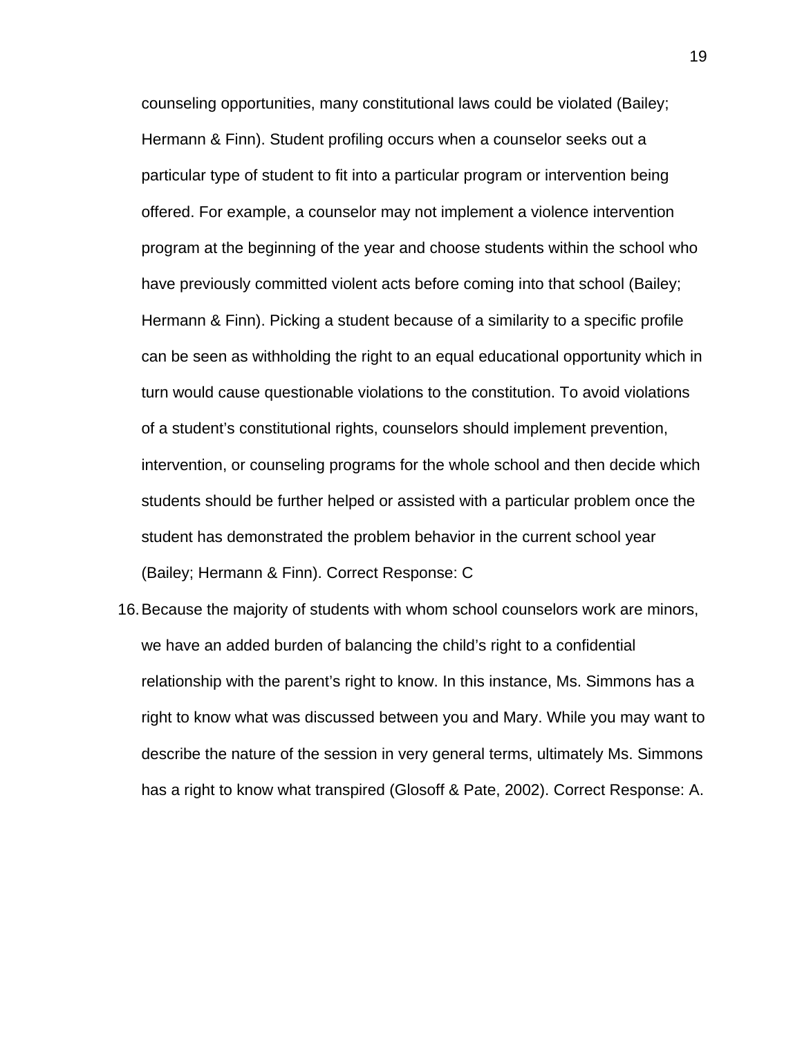counseling opportunities, many constitutional laws could be violated (Bailey; Hermann & Finn). Student profiling occurs when a counselor seeks out a particular type of student to fit into a particular program or intervention being offered. For example, a counselor may not implement a violence intervention program at the beginning of the year and choose students within the school who have previously committed violent acts before coming into that school (Bailey; Hermann & Finn). Picking a student because of a similarity to a specific profile can be seen as withholding the right to an equal educational opportunity which in turn would cause questionable violations to the constitution. To avoid violations of a student's constitutional rights, counselors should implement prevention, intervention, or counseling programs for the whole school and then decide which students should be further helped or assisted with a particular problem once the student has demonstrated the problem behavior in the current school year (Bailey; Hermann & Finn). Correct Response: C

16. Because the majority of students with whom school counselors work are minors, we have an added burden of balancing the child's right to a confidential relationship with the parent's right to know. In this instance, Ms. Simmons has a right to know what was discussed between you and Mary. While you may want to describe the nature of the session in very general terms, ultimately Ms. Simmons has a right to know what transpired (Glosoff & Pate, 2002). Correct Response: A.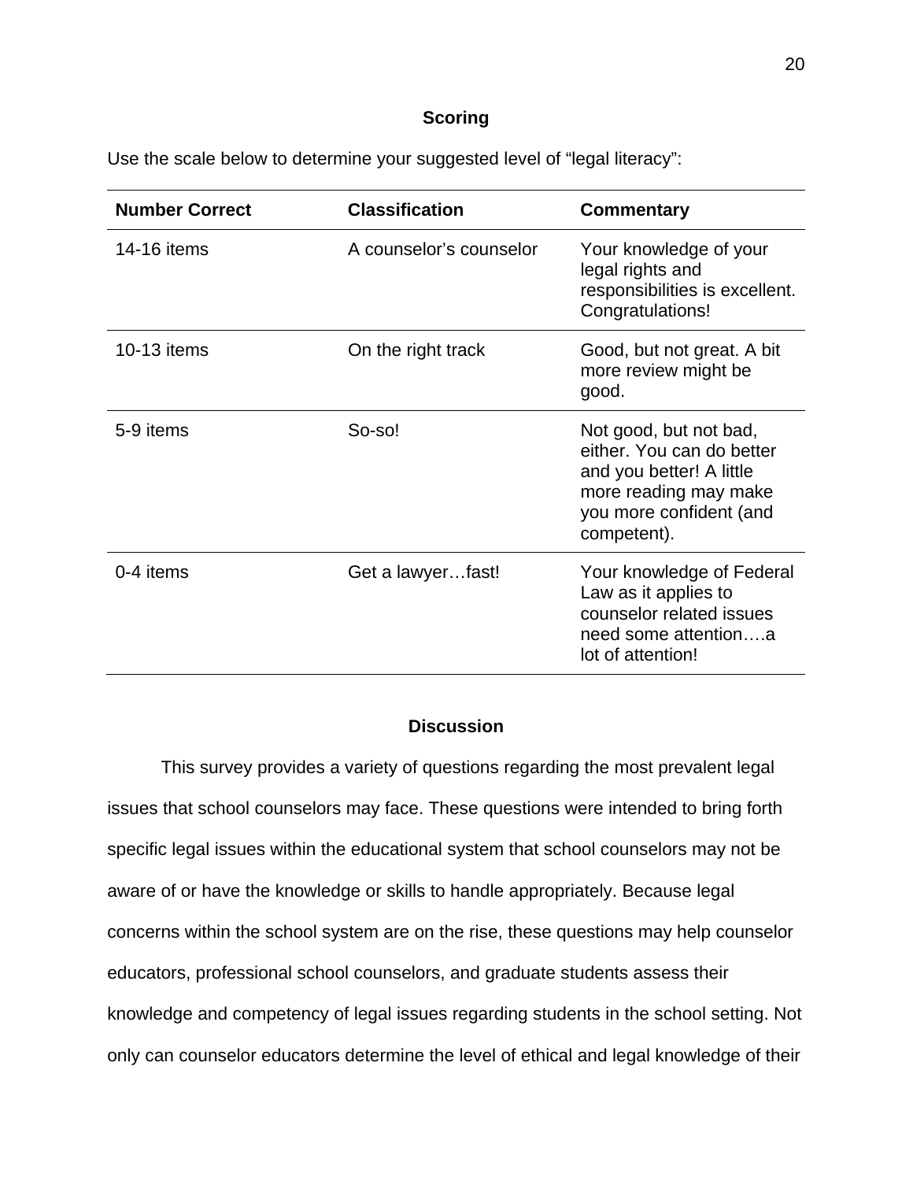## Scoring

Use the scale below to determine your suggested level of “legal literacy”:

| Number Correct | Classification | Commentary |
|---|---|---|
| 14-16 items | A counselor’s counselor | Your knowledge of your legal rights and responsibilities is excellent. Congratulations! |
| 10-13 items | On the right track | Good, but not great. A bit more review might be good. |
| 5-9 items | So-so! | Not good, but not bad, either. You can do better and you better! A little more reading may make you more confident (and competent). |
| 0-4 items | Get a lawyer…fast! | Your knowledge of Federal Law as it applies to counselor related issues need some attention….a lot of attention! |

## Discussion

This survey provides a variety of questions regarding the most prevalent legal issues that school counselors may face. These questions were intended to bring forth specific legal issues within the educational system that school counselors may not be aware of or have the knowledge or skills to handle appropriately. Because legal concerns within the school system are on the rise, these questions may help counselor educators, professional school counselors, and graduate students assess their knowledge and competency of legal issues regarding students in the school setting. Not only can counselor educators determine the level of ethical and legal knowledge of their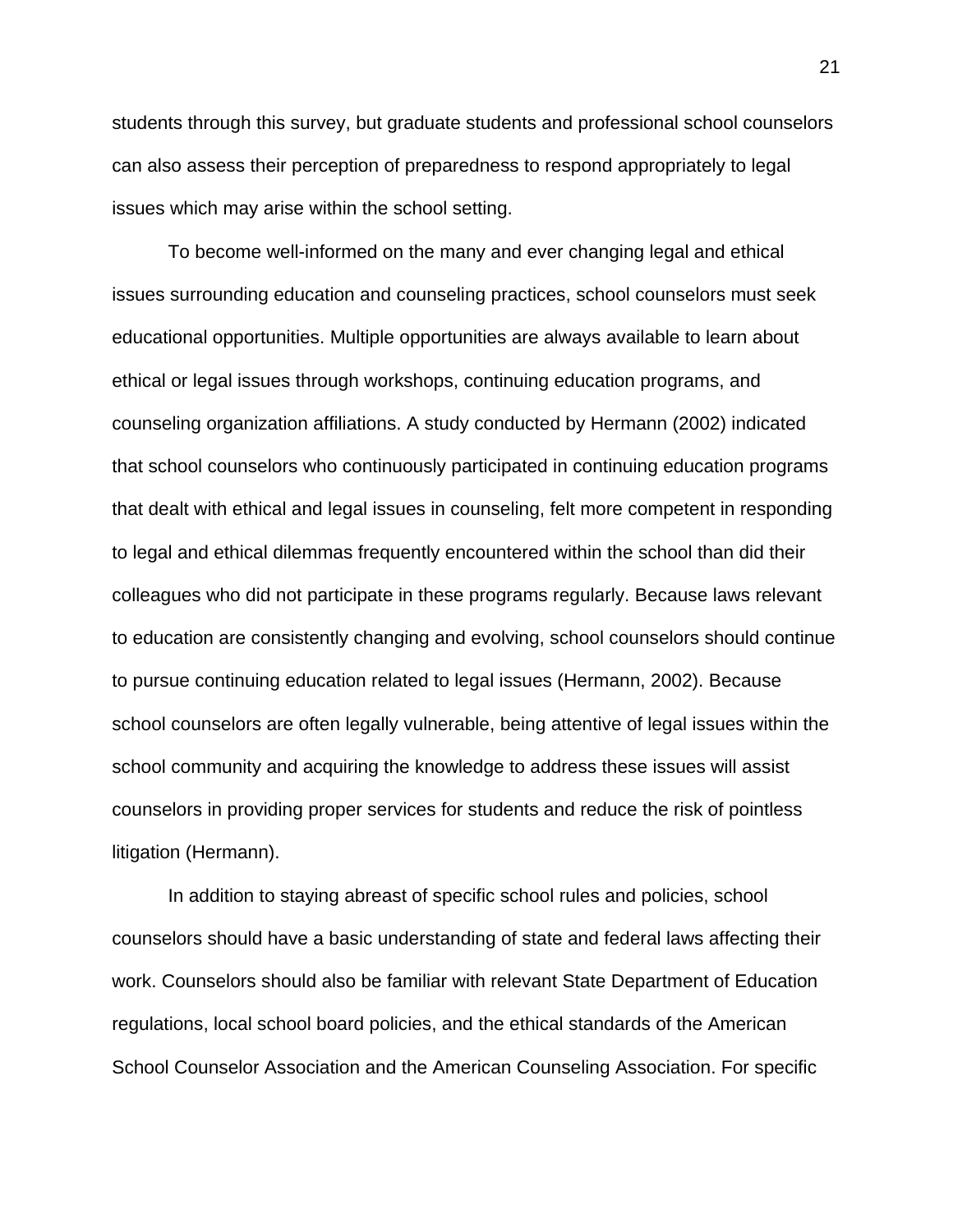students through this survey, but graduate students and professional school counselors can also assess their perception of preparedness to respond appropriately to legal issues which may arise within the school setting.

To become well-informed on the many and ever changing legal and ethical issues surrounding education and counseling practices, school counselors must seek educational opportunities. Multiple opportunities are always available to learn about ethical or legal issues through workshops, continuing education programs, and counseling organization affiliations. A study conducted by Hermann (2002) indicated that school counselors who continuously participated in continuing education programs that dealt with ethical and legal issues in counseling, felt more competent in responding to legal and ethical dilemmas frequently encountered within the school than did their colleagues who did not participate in these programs regularly. Because laws relevant to education are consistently changing and evolving, school counselors should continue to pursue continuing education related to legal issues (Hermann, 2002). Because school counselors are often legally vulnerable, being attentive of legal issues within the school community and acquiring the knowledge to address these issues will assist counselors in providing proper services for students and reduce the risk of pointless litigation (Hermann).

In addition to staying abreast of specific school rules and policies, school counselors should have a basic understanding of state and federal laws affecting their work. Counselors should also be familiar with relevant State Department of Education regulations, local school board policies, and the ethical standards of the American School Counselor Association and the American Counseling Association. For specific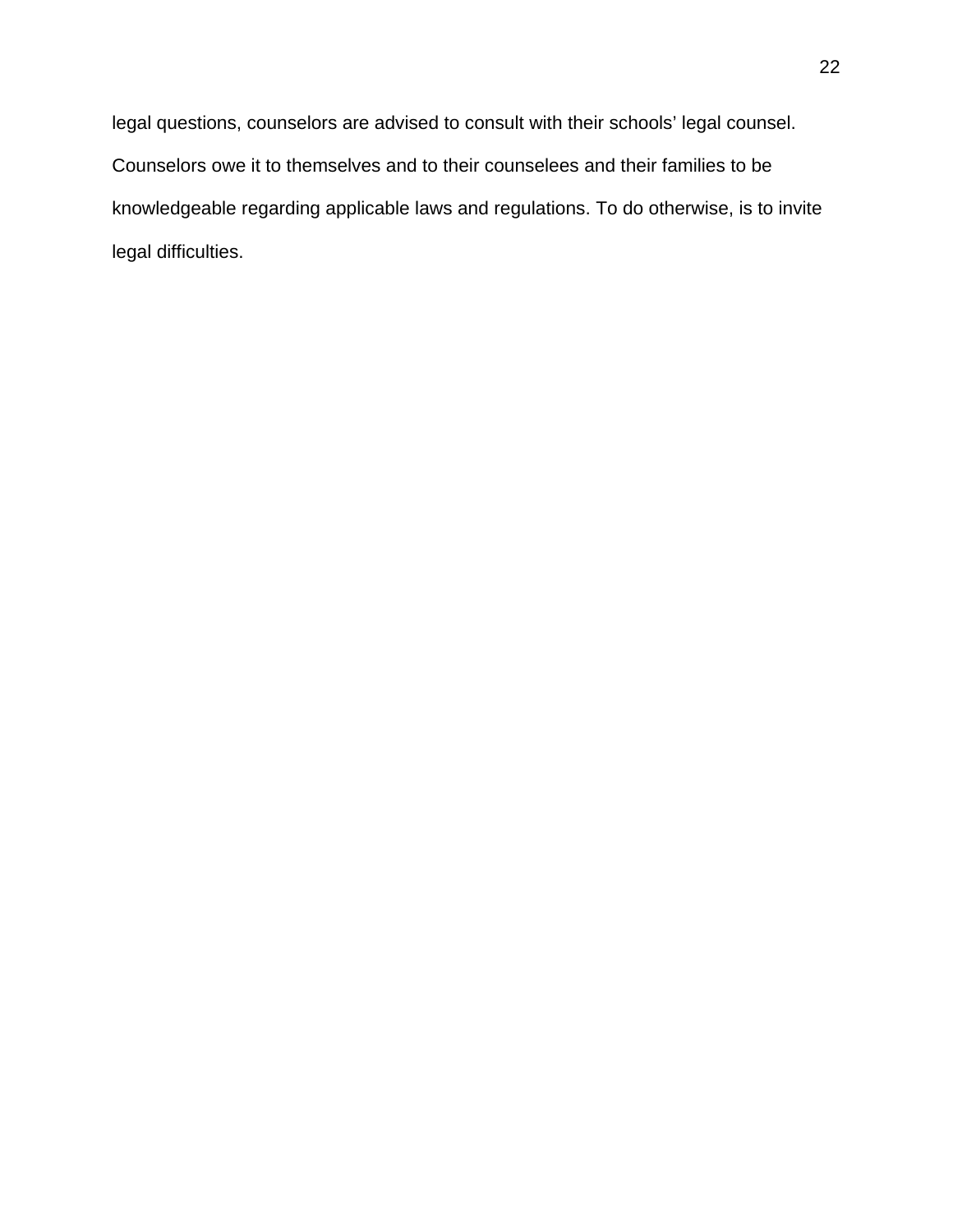legal questions, counselors are advised to consult with their schools' legal counsel. Counselors owe it to themselves and to their counselees and their families to be knowledgeable regarding applicable laws and regulations. To do otherwise, is to invite legal difficulties.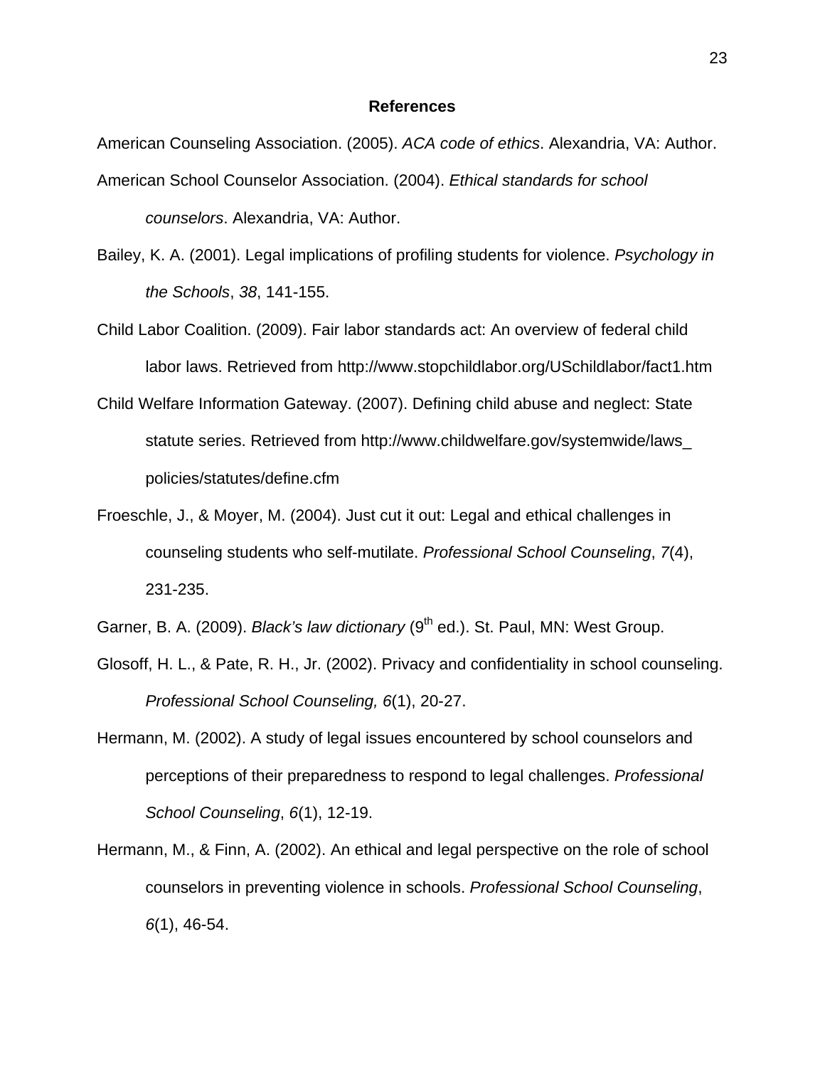## References

American Counseling Association. (2005). *ACA code of ethics*. Alexandria, VA: Author.

American School Counselor Association. (2004). *Ethical standards for school counselors*. Alexandria, VA: Author.

Bailey, K. A. (2001). Legal implications of profiling students for violence. *Psychology in the Schools*, *38*, 141-155.

Child Labor Coalition. (2009). Fair labor standards act: An overview of federal child labor laws. Retrieved from http://www.stopchildlabor.org/USchildlabor/fact1.htm

Child Welfare Information Gateway. (2007). Defining child abuse and neglect: State statute series. Retrieved from http://www.childwelfare.gov/systemwide/laws_policies/statutes/define.cfm

Froeschle, J., & Moyer, M. (2004). Just cut it out: Legal and ethical challenges in counseling students who self-mutilate. *Professional School Counseling*, *7*(4), 231-235.

Garner, B. A. (2009). *Black's law dictionary* (9th ed.). St. Paul, MN: West Group.

Glosoff, H. L., & Pate, R. H., Jr. (2002). Privacy and confidentiality in school counseling. *Professional School Counseling, 6*(1), 20-27.

Hermann, M. (2002). A study of legal issues encountered by school counselors and perceptions of their preparedness to respond to legal challenges. *Professional School Counseling*, *6*(1), 12-19.

Hermann, M., & Finn, A. (2002). An ethical and legal perspective on the role of school counselors in preventing violence in schools. *Professional School Counseling*, *6*(1), 46-54.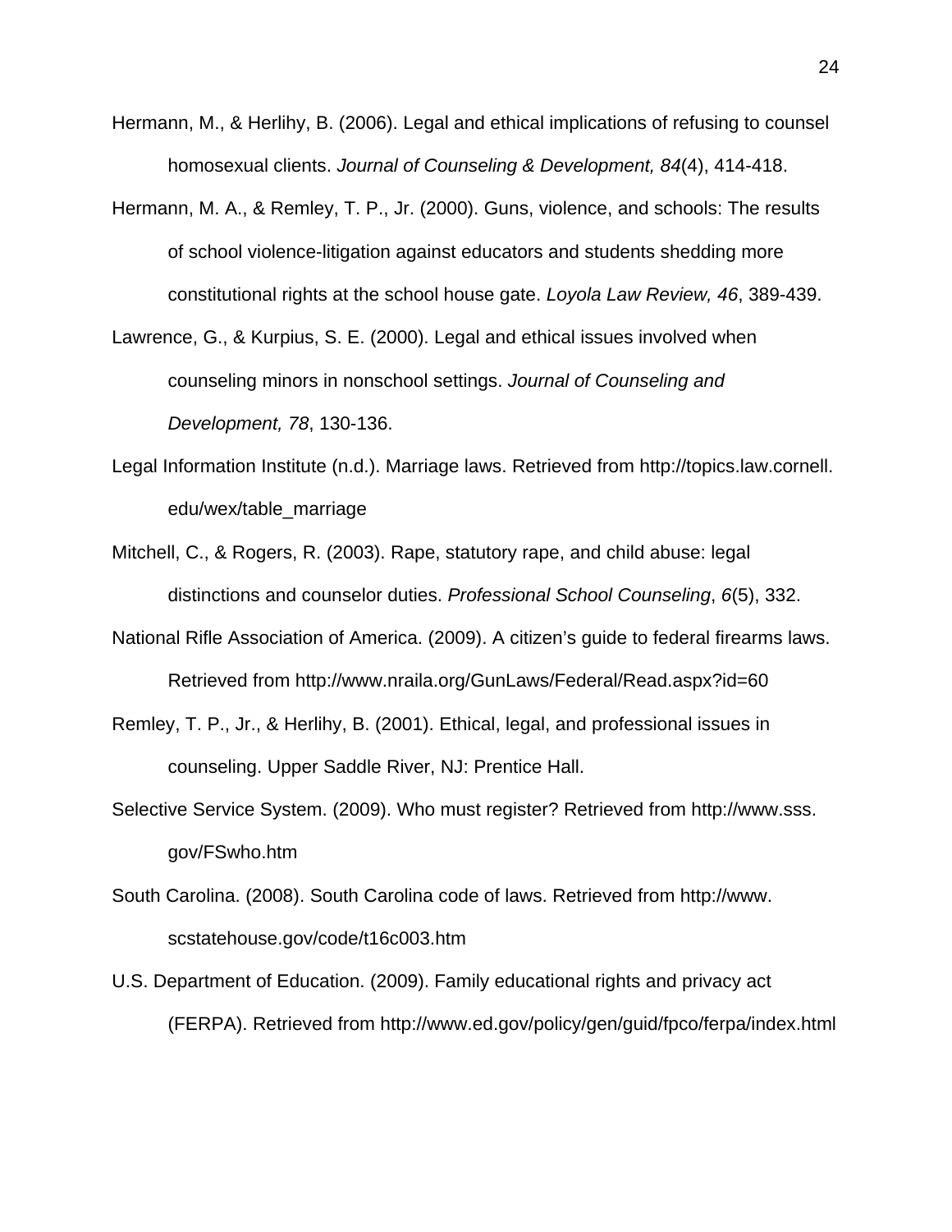Hermann, M., & Herlihy, B. (2006). Legal and ethical implications of refusing to counsel homosexual clients. *Journal of Counseling & Development, 84*(4), 414-418.

Hermann, M. A., & Remley, T. P., Jr. (2000). Guns, violence, and schools: The results of school violence-litigation against educators and students shedding more constitutional rights at the school house gate. *Loyola Law Review, 46*, 389-439.

Lawrence, G., & Kurpius, S. E. (2000). Legal and ethical issues involved when counseling minors in nonschool settings. *Journal of Counseling and Development, 78*, 130-136.

Legal Information Institute (n.d.). Marriage laws. Retrieved from http://topics.law.cornell.edu/wex/table_marriage

Mitchell, C., & Rogers, R. (2003). Rape, statutory rape, and child abuse: legal distinctions and counselor duties. *Professional School Counseling*, *6*(5), 332.

National Rifle Association of America. (2009). A citizen's guide to federal firearms laws. Retrieved from http://www.nraila.org/GunLaws/Federal/Read.aspx?id=60

Remley, T. P., Jr., & Herlihy, B. (2001). Ethical, legal, and professional issues in counseling. Upper Saddle River, NJ: Prentice Hall.

Selective Service System. (2009). Who must register? Retrieved from http://www.sss.gov/FSwho.htm

South Carolina. (2008). South Carolina code of laws. Retrieved from http://www.scstatehouse.gov/code/t16c003.htm

U.S. Department of Education. (2009). Family educational rights and privacy act (FERPA). Retrieved from http://www.ed.gov/policy/gen/guid/fpco/ferpa/index.html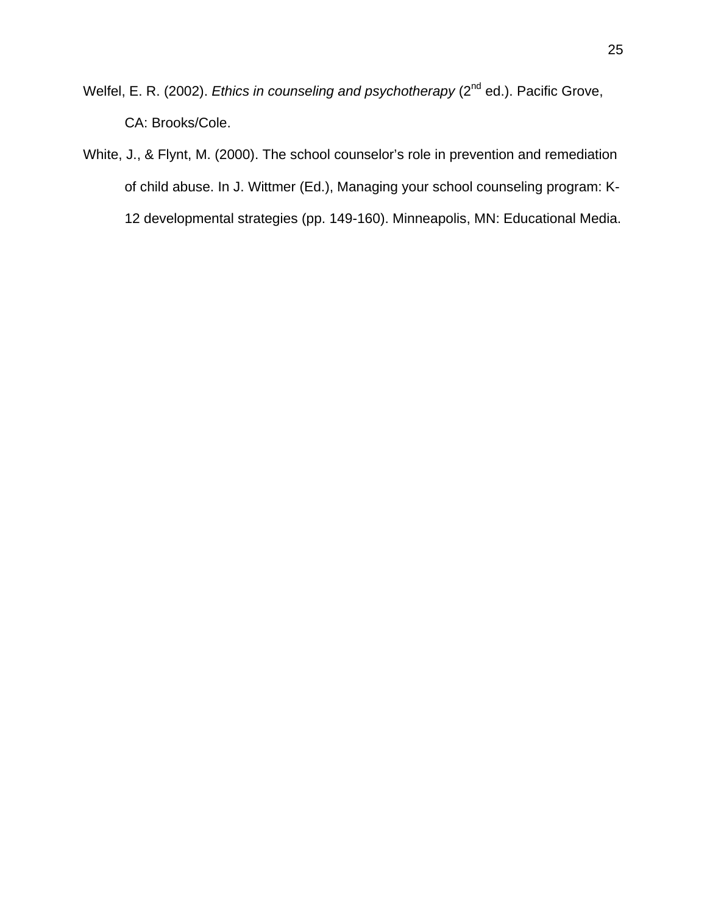Welfel, E. R. (2002). *Ethics in counseling and psychotherapy* (2nd ed.). Pacific Grove, CA: Brooks/Cole.

White, J., & Flynt, M. (2000). The school counselor's role in prevention and remediation of child abuse. In J. Wittmer (Ed.), Managing your school counseling program: K-12 developmental strategies (pp. 149-160). Minneapolis, MN: Educational Media.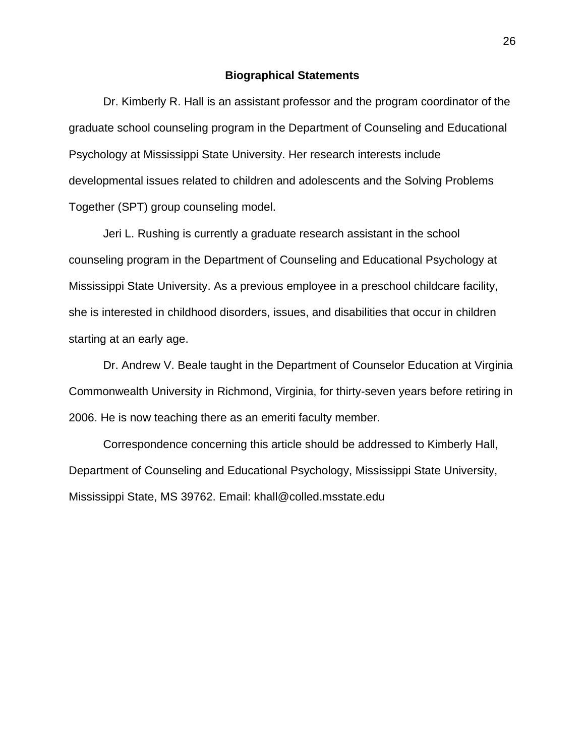## Biographical Statements

Dr. Kimberly R. Hall is an assistant professor and the program coordinator of the graduate school counseling program in the Department of Counseling and Educational Psychology at Mississippi State University. Her research interests include developmental issues related to children and adolescents and the Solving Problems Together (SPT) group counseling model.

Jeri L. Rushing is currently a graduate research assistant in the school counseling program in the Department of Counseling and Educational Psychology at Mississippi State University. As a previous employee in a preschool childcare facility, she is interested in childhood disorders, issues, and disabilities that occur in children starting at an early age.

Dr. Andrew V. Beale taught in the Department of Counselor Education at Virginia Commonwealth University in Richmond, Virginia, for thirty-seven years before retiring in 2006. He is now teaching there as an emeriti faculty member.

Correspondence concerning this article should be addressed to Kimberly Hall, Department of Counseling and Educational Psychology, Mississippi State University, Mississippi State, MS 39762. Email: khall@colled.msstate.edu